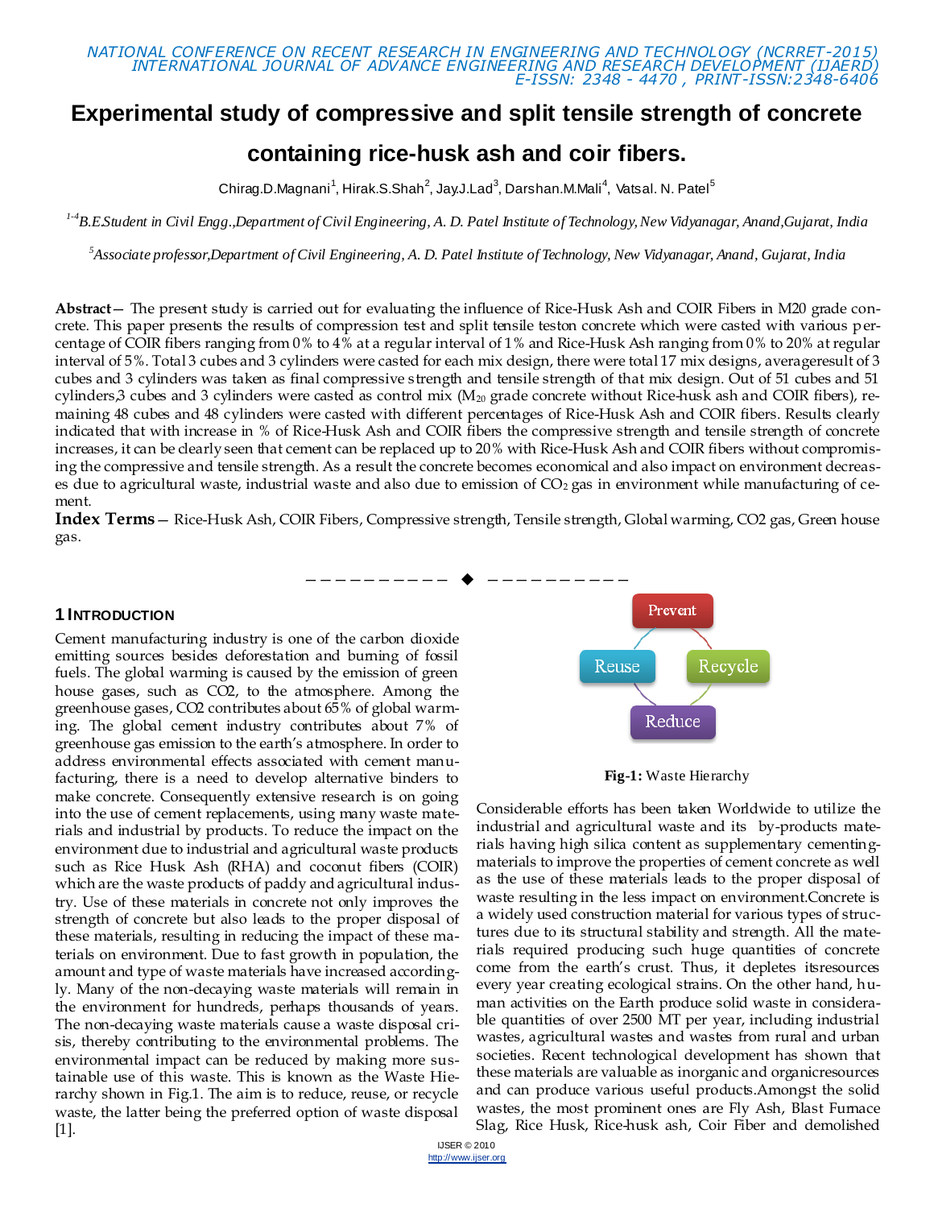# Experimental study of compressive and split tensile strength of concrete containing rice-husk ash and coir fibers.

Chirag.D.Magnani[1], Hirak.S.Shah[2], Jay.J.Lad[3], Darshan.M.Mali[4], Vatsal. N. Patel[5]

*[1-4]B.E.Student in Civil Engg.,Department of Civil Engineering, A. D. Patel Institute of Technology, New Vidyanagar, Anand,Gujarat, India*

*[5]Associate professor,Department of Civil Engineering, A. D. Patel Institute of Technology, New Vidyanagar, Anand, Gujarat, India*

**Abstract**— The present study is carried out for evaluating the influence of Rice-Husk Ash and COIR Fibers in M20 grade concrete. This paper presents the results of compression test and split tensile teston concrete which were casted with various percentage of COIR fibers ranging from 0% to 4% at a regular interval of 1% and Rice-Husk Ash ranging from 0% to 20% at regular interval of 5%. Total 3 cubes and 3 cylinders were casted for each mix design, there were total 17 mix designs, averageresult of 3 cubes and 3 cylinders was taken as final compressive strength and tensile strength of that mix design. Out of 51 cubes and 51 cylinders,3 cubes and 3 cylinders were casted as control mix ($M_{20}$ grade concrete without Rice-husk ash and COIR fibers), remaining 48 cubes and 48 cylinders were casted with different percentages of Rice-Husk Ash and COIR fibers. Results clearly indicated that with increase in % of Rice-Husk Ash and COIR fibers the compressive strength and tensile strength of concrete increases, it can be clearly seen that cement can be replaced up to 20% with Rice-Husk Ash and COIR fibers without compromising the compressive and tensile strength. As a result the concrete becomes economical and also impact on environment decreases due to agricultural waste, industrial waste and also due to emission of $CO_2$ gas in environment while manufacturing of cement.

**Index Terms**— Rice-Husk Ash, COIR Fibers, Compressive strength, Tensile strength, Global warming, CO2 gas, Green house gas.

## 1 Introduction

Cement manufacturing industry is one of the carbon dioxide emitting sources besides deforestation and burning of fossil fuels. The global warming is caused by the emission of green house gases, such as CO2, to the atmosphere. Among the greenhouse gases, CO2 contributes about 65% of global warming. The global cement industry contributes about 7% of greenhouse gas emission to the earth's atmosphere. In order to address environmental effects associated with cement manufacturing, there is a need to develop alternative binders to make concrete. Consequently extensive research is on going into the use of cement replacements, using many waste materials and industrial by products. To reduce the impact on the environment due to industrial and agricultural waste products such as Rice Husk Ash (RHA) and coconut fibers (COIR) which are the waste products of paddy and agricultural industry. Use of these materials in concrete not only improves the strength of concrete but also leads to the proper disposal of these materials, resulting in reducing the impact of these materials on environment. Due to fast growth in population, the amount and type of waste materials have increased accordingly. Many of the non-decaying waste materials will remain in the environment for hundreds, perhaps thousands of years. The non-decaying waste materials cause a waste disposal crisis, thereby contributing to the environmental problems. The environmental impact can be reduced by making more sustainable use of this waste. This is known as the Waste Hierarchy shown in Fig.1. The aim is to reduce, reuse, or recycle waste, the latter being the preferred option of waste disposal [1].

Prevent — Recycle — Reduce — Reuse

**Fig-1:** Waste Hierarchy

Considerable efforts has been taken Worldwide to utilize the industrial and agricultural waste and its by-products materials having high silica content as supplementary cementing-materials to improve the properties of cement concrete as well as the use of these materials leads to the proper disposal of waste resulting in the less impact on environment.Concrete is a widely used construction material for various types of structures due to its structural stability and strength. All the materials required producing such huge quantities of concrete come from the earth's crust. Thus, it depletes itsresources every year creating ecological strains. On the other hand, human activities on the Earth produce solid waste in considerable quantities of over 2500 MT per year, including industrial wastes, agricultural wastes and wastes from rural and urban societies. Recent technological development has shown that these materials are valuable as inorganic and organicresources and can produce various useful products.Amongst the solid wastes, the most prominent ones are Fly Ash, Blast Furnace Slag, Rice Husk, Rice-husk ash, Coir Fiber and demolished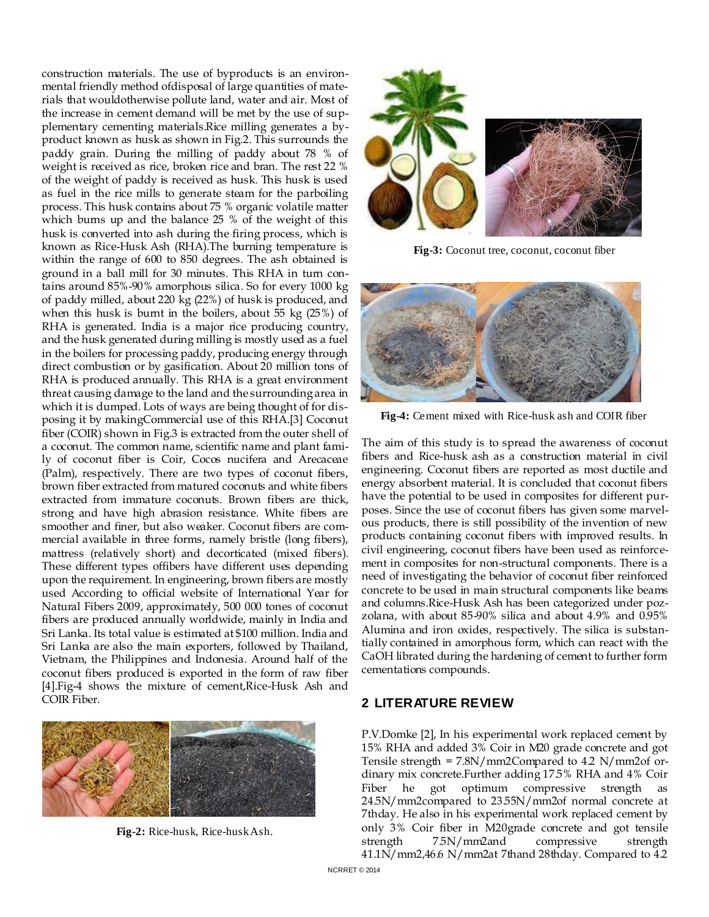construction materials. The use of byproducts is an environmental friendly method ofdisposal of large quantities of materials that wouldotherwise pollute land, water and air. Most of the increase in cement demand will be met by the use of supplementary cementing materials.Rice milling generates a byproduct known as husk as shown in Fig.2. This surrounds the paddy grain. During the milling of paddy about 78 % of weight is received as rice, broken rice and bran. The rest 22 % of the weight of paddy is received as husk. This husk is used as fuel in the rice mills to generate steam for the parboiling process. This husk contains about 75 % organic volatile matter which burns up and the balance 25 % of the weight of this husk is converted into ash during the firing process, which is known as Rice-Husk Ash (RHA).The burning temperature is within the range of 600 to 850 degrees. The ash obtained is ground in a ball mill for 30 minutes. This RHA in turn contains around 85%-90% amorphous silica. So for every 1000 kg of paddy milled, about 220 kg (22%) of husk is produced, and when this husk is burnt in the boilers, about 55 kg (25%) of RHA is generated. India is a major rice producing country, and the husk generated during milling is mostly used as a fuel in the boilers for processing paddy, producing energy through direct combustion or by gasification. About 20 million tons of RHA is produced annually. This RHA is a great environment threat causing damage to the land and the surrounding area in which it is dumped. Lots of ways are being thought of for disposing it by makingCommercial use of this RHA.[3] Coconut fiber (COIR) shown in Fig.3 is extracted from the outer shell of a coconut. The common name, scientific name and plant family of coconut fiber is Coir, Cocos nucifera and Arecaceae (Palm), respectively. There are two types of coconut fibers, brown fiber extracted from matured coconuts and white fibers extracted from immature coconuts. Brown fibers are thick, strong and have high abrasion resistance. White fibers are smoother and finer, but also weaker. Coconut fibers are commercial available in three forms, namely bristle (long fibers), mattress (relatively short) and decorticated (mixed fibers). These different types offibers have different uses depending upon the requirement. In engineering, brown fibers are mostly used According to official website of International Year for Natural Fibers 2009, approximately, 500 000 tones of coconut fibers are produced annually worldwide, mainly in India and Sri Lanka. Its total value is estimated at $100 million. India and Sri Lanka are also the main exporters, followed by Thailand, Vietnam, the Philippines and Indonesia. Around half of the coconut fibers produced is exported in the form of raw fiber [4].Fig-4 shows the mixture of cement,Rice-Husk Ash and COIR Fiber.

**Fig-2:** Rice-husk, Rice-husk Ash.

**Fig-3:** Coconut tree, coconut, coconut fiber

**Fig-4:** Cement mixed with Rice-husk ash and COIR fiber

The aim of this study is to spread the awareness of coconut fibers and Rice-husk ash as a construction material in civil engineering. Coconut fibers are reported as most ductile and energy absorbent material. It is concluded that coconut fibers have the potential to be used in composites for different purposes. Since the use of coconut fibers has given some marvelous products, there is still possibility of the invention of new products containing coconut fibers with improved results. In civil engineering, coconut fibers have been used as reinforcement in composites for non-structural components. There is a need of investigating the behavior of coconut fiber reinforced concrete to be used in main structural components like beams and columns.Rice-Husk Ash has been categorized under pozzolana, with about 85-90% silica and about 4.9% and 0.95% Alumina and iron oxides, respectively. The silica is substantially contained in amorphous form, which can react with the CaOH librated during the hardening of cement to further form cementations compounds.

## 2 LITERATURE REVIEW

P.V.Domke [2], In his experimental work replaced cement by 15% RHA and added 3% Coir in M20 grade concrete and got Tensile strength = 7.8N/mm2Compared to 4.2 N/mm2of ordinary mix concrete.Further adding 17.5% RHA and 4% Coir Fiber he got optimum compressive strength as 24.5N/mm2compared to 23.55N/mm2of normal concrete at 7thday. He also in his experimental work replaced cement by only 3% Coir fiber in M20grade concrete and got tensile strength 7.5N/mm2and compressive strength 41.1N/mm2,46.6 N/mm2at 7thand 28thday. Compared to 4.2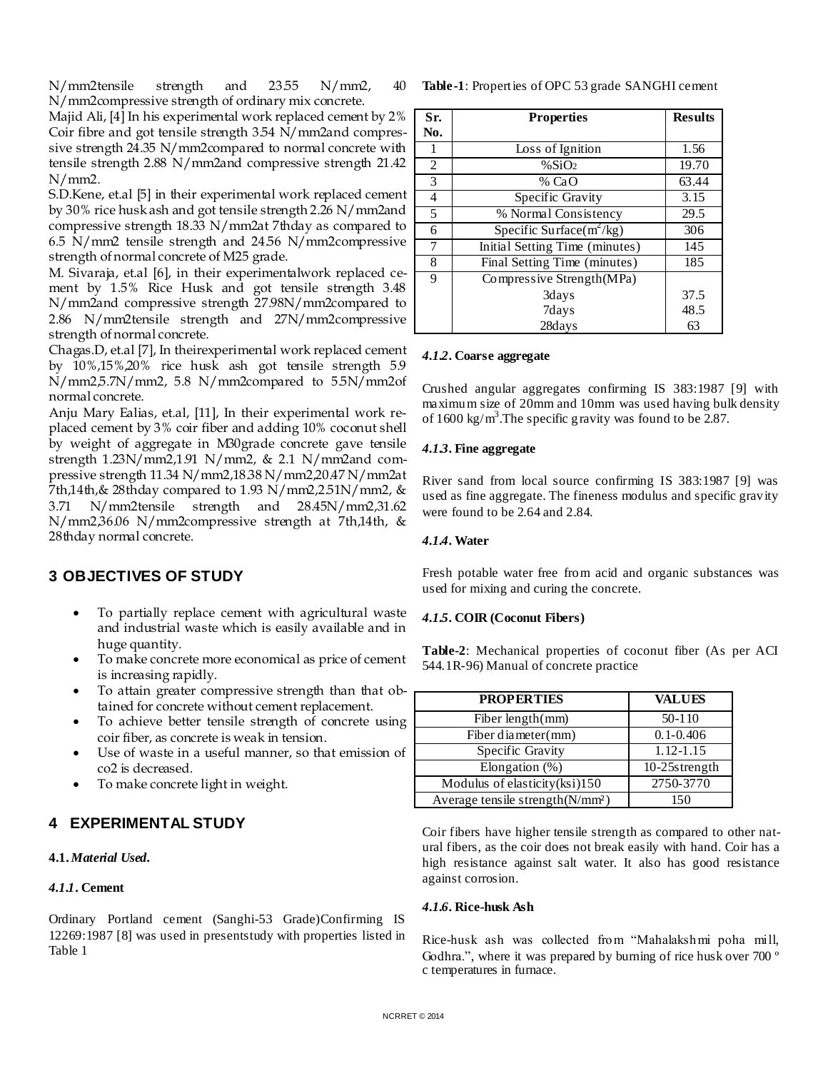N/mm2tensile strength and 23.55 N/mm2, 40 N/mm2compressive strength of ordinary mix concrete.

Majid Ali, [4] In his experimental work replaced cement by 2% Coir fibre and got tensile strength 3.54 N/mm2and compressive strength 24.35 N/mm2compared to normal concrete with tensile strength 2.88 N/mm2and compressive strength 21.42 N/mm2.

S.D.Kene, et.al [5] in their experimental work replaced cement by 30% rice husk ash and got tensile strength 2.26 N/mm2and compressive strength 18.33 N/mm2at 7thday as compared to 6.5 N/mm2 tensile strength and 24.56 N/mm2compressive strength of normal concrete of M25 grade.

M. Sivaraja, et.al [6], in their experimentalwork replaced cement by 1.5% Rice Husk and got tensile strength 3.48 N/mm2and compressive strength 27.98N/mm2compared to 2.86 N/mm2tensile strength and 27N/mm2compressive strength of normal concrete.

Chagas.D, et.al [7], In theirexperimental work replaced cement by 10%,15%,20% rice husk ash got tensile strength 5.9 N/mm2,5.7N/mm2, 5.8 N/mm2compared to 5.5N/mm2of normal concrete.

Anju Mary Ealias, et.al, [11], In their experimental work replaced cement by 3% coir fiber and adding 10% coconut shell by weight of aggregate in M30grade concrete gave tensile strength 1.23N/mm2,1.91 N/mm2, & 2.1 N/mm2and compressive strength 11.34 N/mm2,18.38 N/mm2,20.47 N/mm2at 7th,14th,& 28thday compared to 1.93 N/mm2,2.51N/mm2, & 3.71 N/mm2tensile strength and 28.45N/mm2,31.62 N/mm2,36.06 N/mm2compressive strength at 7th,14th, & 28thday normal concrete.

## 3 OBJECTIVES OF STUDY

- To partially replace cement with agricultural waste and industrial waste which is easily available and in huge quantity.
- To make concrete more economical as price of cement is increasing rapidly.
- To attain greater compressive strength than that obtained for concrete without cement replacement.
- To achieve better tensile strength of concrete using coir fiber, as concrete is weak in tension.
- Use of waste in a useful manner, so that emission of co2 is decreased.
- To make concrete light in weight.

## 4 EXPERIMENTAL STUDY

### 4.1. *Material Used.*

#### *4.1.1*. Cement

Ordinary Portland cement (Sanghi-53 Grade)Confirming IS 12269:1987 [8] was used in presentstudy with properties listed in Table 1

**Table-1**: Properties of OPC 53 grade SANGHI cement

| Sr. No. | Properties | Results |
|---|---|---|
| 1 | Loss of Ignition | 1.56 |
| 2 | $\%SiO_2$ | 19.70 |
| 3 | % CaO | 63.44 |
| 4 | Specific Gravity | 3.15 |
| 5 | % Normal Consistency | 29.5 |
| 6 | Specific Surface($m^2$/kg) | 306 |
| 7 | Initial Setting Time (minutes) | 145 |
| 8 | Final Setting Time (minutes) | 185 |
| 9 | Compressive Strength(MPa) | |
| | 3days | 37.5 |
| | 7days | 48.5 |
| | 28days | 63 |

#### *4.1.2*. Coarse aggregate

Crushed angular aggregates confirming IS 383:1987 [9] with maximum size of 20mm and 10mm was used having bulk density of 1600 kg/$m^3$.The specific gravity was found to be 2.87.

#### *4.1.3*. Fine aggregate

River sand from local source confirming IS 383:1987 [9] was used as fine aggregate. The fineness modulus and specific gravity were found to be 2.64 and 2.84.

#### *4.1.4*. Water

Fresh potable water free from acid and organic substances was used for mixing and curing the concrete.

#### *4.1.5*. COIR (Coconut Fibers)

**Table-2**: Mechanical properties of coconut fiber (As per ACI 544.1R-96) Manual of concrete practice

| PROPERTIES | VALUES |
|---|---|
| Fiber length(mm) | 50-110 |
| Fiber diameter(mm) | 0.1-0.406 |
| Specific Gravity | 1.12-1.15 |
| Elongation (%) | 10-25strength |
| Modulus of elasticity(ksi)150 | 2750-3770 |
| Average tensile strength(N/mm²) | 150 |

Coir fibers have higher tensile strength as compared to other natural fibers, as the coir does not break easily with hand. Coir has a high resistance against salt water. It also has good resistance against corrosion.

#### *4.1.6*. Rice-husk Ash

Rice-husk ash was collected from "Mahalakshmi poha mill, Godhra.", where it was prepared by burning of rice husk over 700 ° c temperatures in furnace.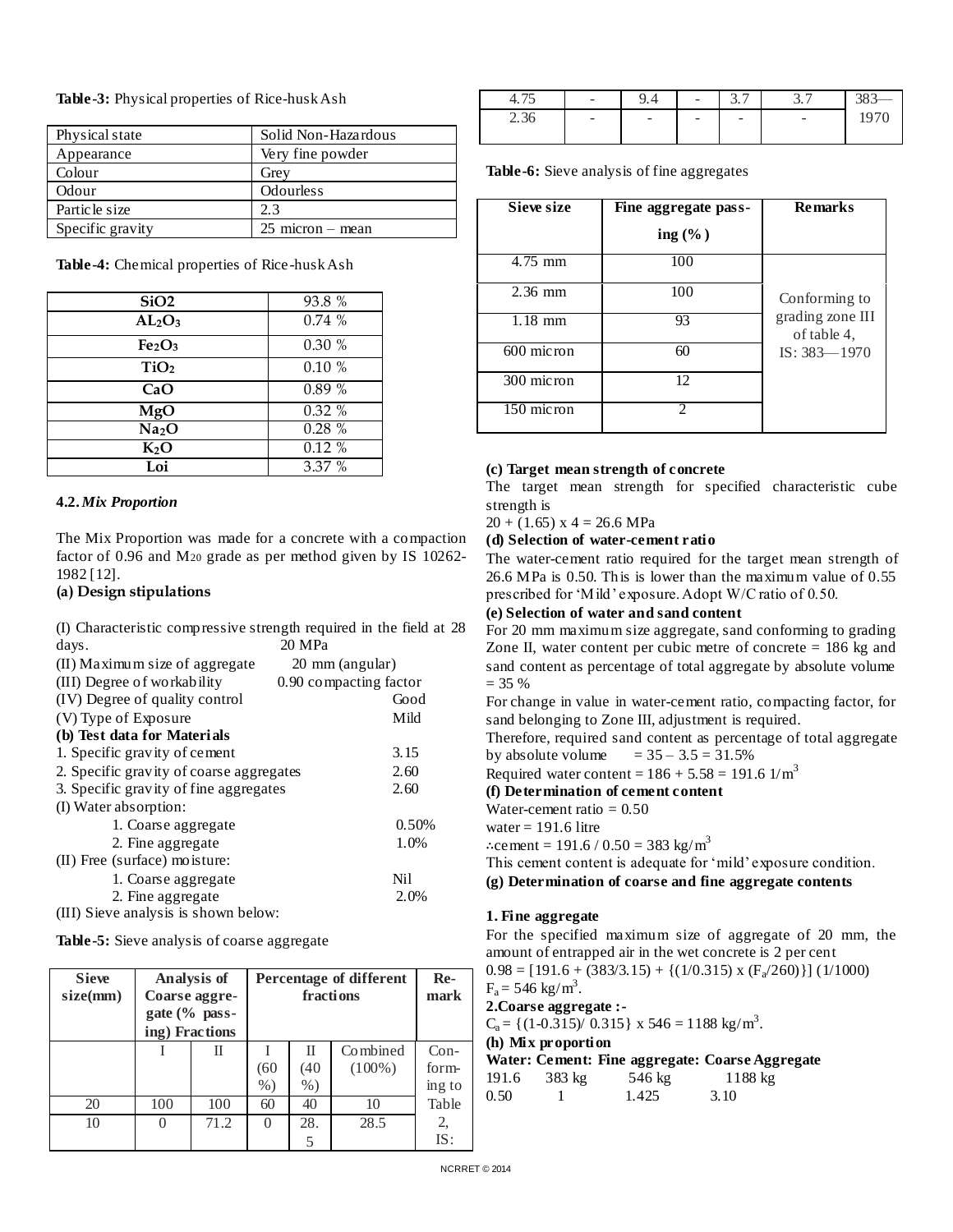**Table-3:** Physical properties of Rice-husk Ash

| Physical state | Solid Non-Hazardous |
|---|---|
| Appearance | Very fine powder |
| Colour | Grey |
| Odour | Odourless |
| Particle size | 2.3 |
| Specific gravity | 25 micron – mean |

**Table-4:** Chemical properties of Rice-husk Ash

| | |
|---|---|
| **SiO2** | 93.8 % |
| **$AL_2O_3$** | 0.74 % |
| **$Fe_2O_3$** | 0.30 % |
| **$TiO_2$** | 0.10 % |
| **CaO** | 0.89 % |
| **MgO** | 0.32 % |
| **$Na_2O$** | 0.28 % |
| **$K_2O$** | 0.12 % |
| **Loi** | 3.37 % |

### 4.2. *Mix Proportion*

The Mix Proportion was made for a concrete with a compaction factor of 0.96 and $M_{20}$ grade as per method given by IS 10262-1982 [12].

**(a) Design stipulations**

(I) Characteristic compressive strength required in the field at 28 days. 20 MPa
(II) Maximum size of aggregate 20 mm (angular)
(III) Degree of workability 0.90 compacting factor
(IV) Degree of quality control Good
(V) Type of Exposure Mild

**(b) Test data for Materials**

1. Specific gravity of cement 3.15
2. Specific gravity of coarse aggregates 2.60
3. Specific gravity of fine aggregates 2.60

(I) Water absorption:
1. Coarse aggregate 0.50%
2. Fine aggregate 1.0%

(II) Free (surface) moisture:
1. Coarse aggregate Nil
2. Fine aggregate 2.0%

(III) Sieve analysis is shown below:

**Table-5:** Sieve analysis of coarse aggregate

| Sieve size(mm) | Analysis of Coarse aggregate (% passing) Fractions | | Percentage of different fractions | | | Remark |
|---|---|---|---|---|---|---|
| | I | II | I (60 %) | II (40 %) | Combined (100%) | Conforming to Table 2, IS: 383—1970 |
| 20 | 100 | 100 | 60 | 40 | 10 | |
| 10 | 0 | 71.2 | 0 | 28.5 | 28.5 | |
| 4.75 | - | 9.4 | - | 3.7 | 3.7 | |
| 2.36 | - | - | - | - | - | |

**Table-6:** Sieve analysis of fine aggregates

| Sieve size | Fine aggregate passing (%) | Remarks |
|---|---|---|
| 4.75 mm | 100 | Conforming to grading zone III of table 4, IS: 383—1970 |
| 2.36 mm | 100 | |
| 1.18 mm | 93 | |
| 600 micron | 60 | |
| 300 micron | 12 | |
| 150 micron | 2 | |

**(c) Target mean strength of concrete**

The target mean strength for specified characteristic cube strength is

$20 + (1.65) \times 4 = 26.6$ MPa

**(d) Selection of water-cement ratio**

The water-cement ratio required for the target mean strength of 26.6 MPa is 0.50. This is lower than the maximum value of 0.55 prescribed for 'Mild' exposure. Adopt W/C ratio of 0.50.

**(e) Selection of water and sand content**

For 20 mm maximum size aggregate, sand conforming to grading Zone II, water content per cubic metre of concrete = 186 kg and sand content as percentage of total aggregate by absolute volume = 35 %

For change in value in water-cement ratio, compacting factor, for sand belonging to Zone III, adjustment is required.

Therefore, required sand content as percentage of total aggregate by absolute volume = 35 – 3.5 = 31.5%

Required water content = 186 + 5.58 = 191.6 $1/m^3$

**(f) Determination of cement content**

Water-cement ratio = 0.50

water = 191.6 litre

∴cement = 191.6 / 0.50 = 383 $kg/m^3$

This cement content is adequate for 'mild' exposure condition.

**(g) Determination of coarse and fine aggregate contents**

**1. Fine aggregate**

For the specified maximum size of aggregate of 20 mm, the amount of entrapped air in the wet concrete is 2 per cent

$0.98 = [191.6 + (383/3.15) + \{(1/0.315) \times (F_a/260)\}] (1/1000)$

$F_a = 546$ $kg/m^3$.

**2.Coarse aggregate :-**

$C_a = \{(1-0.315)/ 0.315\} \times 546 = 1188$ $kg/m^3$.

**(h) Mix proportion**

**Water: Cement: Fine aggregate: Coarse Aggregate**

| Water | Cement | Fine aggregate | Coarse Aggregate |
|---|---|---|---|
| 191.6 | 383 kg | 546 kg | 1188 kg |
| 0.50 | 1 | 1.425 | 3.10 |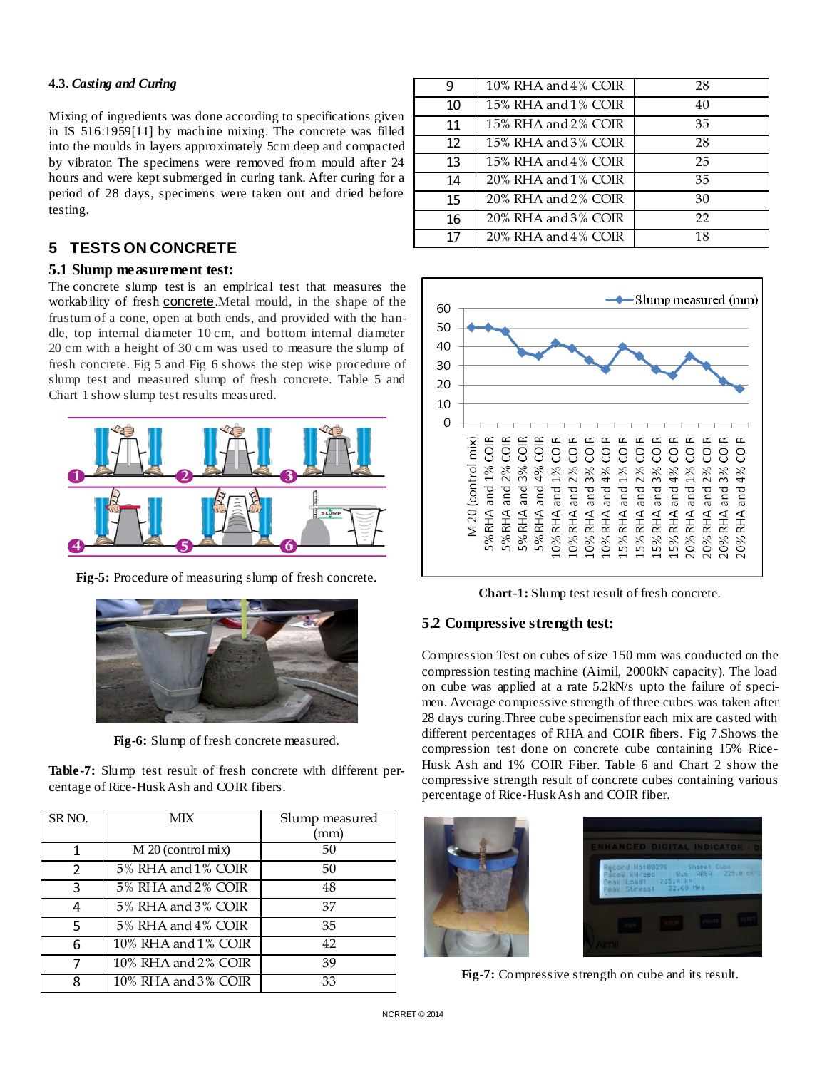#### 4.3. *Casting and Curing*

Mixing of ingredients was done according to specifications given in IS 516:1959[11] by machine mixing. The concrete was filled into the moulds in layers approximately 5cm deep and compacted by vibrator. The specimens were removed from mould after 24 hours and were kept submerged in curing tank. After curing for a period of 28 days, specimens were taken out and dried before testing.

## 5 TESTS ON CONCRETE

### 5.1 Slump measurement test:

The concrete slump test is an empirical test that measures the workability of fresh concrete.Metal mould, in the shape of the frustum of a cone, open at both ends, and provided with the handle, top internal diameter 10 cm, and bottom internal diameter 20 cm with a height of 30 cm was used to measure the slump of fresh concrete. Fig 5 and Fig 6 shows the step wise procedure of slump test and measured slump of fresh concrete. Table 5 and Chart 1 show slump test results measured.

**Fig-5:** Procedure of measuring slump of fresh concrete.

**Fig-6:** Slump of fresh concrete measured.

**Table-7:** Slump test result of fresh concrete with different percentage of Rice-Husk Ash and COIR fibers.

| SR NO. | MIX | Slump measured (mm) |
|---|---|---|
| 1 | M 20 (control mix) | 50 |
| 2 | 5% RHA and 1% COIR | 50 |
| 3 | 5% RHA and 2% COIR | 48 |
| 4 | 5% RHA and 3% COIR | 37 |
| 5 | 5% RHA and 4% COIR | 35 |
| 6 | 10% RHA and 1% COIR | 42 |
| 7 | 10% RHA and 2% COIR | 39 |
| 8 | 10% RHA and 3% COIR | 33 |
| 9 | 10% RHA and 4% COIR | 28 |
| 10 | 15% RHA and 1% COIR | 40 |
| 11 | 15% RHA and 2% COIR | 35 |
| 12 | 15% RHA and 3% COIR | 28 |
| 13 | 15% RHA and 4% COIR | 25 |
| 14 | 20% RHA and 1% COIR | 35 |
| 15 | 20% RHA and 2% COIR | 30 |
| 16 | 20% RHA and 3% COIR | 22 |
| 17 | 20% RHA and 4% COIR | 18 |

**Chart-1:** Slump test result of fresh concrete.

### 5.2 Compressive strength test:

Compression Test on cubes of size 150 mm was conducted on the compression testing machine (Aimil, 2000kN capacity). The load on cube was applied at a rate 5.2kN/s upto the failure of specimen. Average compressive strength of three cubes was taken after 28 days curing.Three cube specimensfor each mix are casted with different percentages of RHA and COIR fibers. Fig 7.Shows the compression test done on concrete cube containing 15% Rice-Husk Ash and 1% COIR Fiber. Table 6 and Chart 2 show the compressive strength result of concrete cubes containing various percentage of Rice-Husk Ash and COIR fiber.

**Fig-7:** Compressive strength on cube and its result.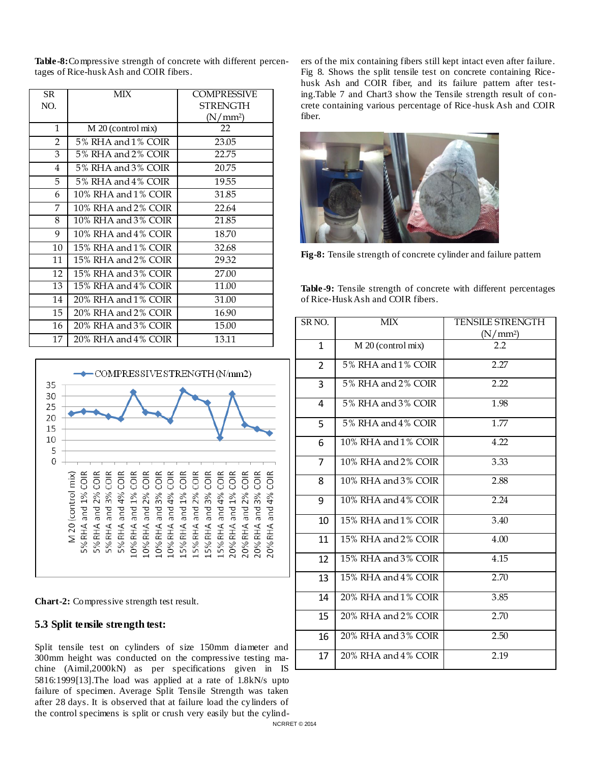**Table-8:** Compressive strength of concrete with different percentages of Rice-husk Ash and COIR fibers.

| SR NO. | MIX | COMPRESSIVE STRENGTH (N/mm²) |
|---|---|---|
| 1 | M 20 (control mix) | 22 |
| 2 | 5% RHA and 1% COIR | 23.05 |
| 3 | 5% RHA and 2% COIR | 22.75 |
| 4 | 5% RHA and 3% COIR | 20.75 |
| 5 | 5% RHA and 4% COIR | 19.55 |
| 6 | 10% RHA and 1% COIR | 31.85 |
| 7 | 10% RHA and 2% COIR | 22.64 |
| 8 | 10% RHA and 3% COIR | 21.85 |
| 9 | 10% RHA and 4% COIR | 18.70 |
| 10 | 15% RHA and 1% COIR | 32.68 |
| 11 | 15% RHA and 2% COIR | 29.32 |
| 12 | 15% RHA and 3% COIR | 27.00 |
| 13 | 15% RHA and 4% COIR | 11.00 |
| 14 | 20% RHA and 1% COIR | 31.00 |
| 15 | 20% RHA and 2% COIR | 16.90 |
| 16 | 20% RHA and 3% COIR | 15.00 |
| 17 | 20% RHA and 4% COIR | 13.11 |

**Chart-2:** Compressive strength test result.

### 5.3 Split tensile strength test:

Split tensile test on cylinders of size 150mm diameter and 300mm height was conducted on the compressive testing machine (Aimil,2000kN) as per specifications given in IS 5816:1999[13].The load was applied at a rate of 1.8kN/s upto failure of specimen. Average Split Tensile Strength was taken after 28 days. It is observed that at failure load the cylinders of the control specimens is split or crush very easily but the cylinders of the mix containing fibers still kept intact even after failure. Fig 8. Shows the split tensile test on concrete containing Rice-husk Ash and COIR fiber, and its failure pattern after testing.Table 7 and Chart3 show the Tensile strength result of concrete containing various percentage of Rice-husk Ash and COIR fiber.

**Fig-8:** Tensile strength of concrete cylinder and failure pattern

**Table-9:** Tensile strength of concrete with different percentages of Rice-Husk Ash and COIR fibers.

| SR NO. | MIX | TENSILE STRENGTH (N/mm²) |
|---|---|---|
| 1 | M 20 (control mix) | 2.2 |
| 2 | 5% RHA and 1% COIR | 2.27 |
| 3 | 5% RHA and 2% COIR | 2.22 |
| 4 | 5% RHA and 3% COIR | 1.98 |
| 5 | 5% RHA and 4% COIR | 1.77 |
| 6 | 10% RHA and 1% COIR | 4.22 |
| 7 | 10% RHA and 2% COIR | 3.33 |
| 8 | 10% RHA and 3% COIR | 2.88 |
| 9 | 10% RHA and 4% COIR | 2.24 |
| 10 | 15% RHA and 1% COIR | 3.40 |
| 11 | 15% RHA and 2% COIR | 4.00 |
| 12 | 15% RHA and 3% COIR | 4.15 |
| 13 | 15% RHA and 4% COIR | 2.70 |
| 14 | 20% RHA and 1% COIR | 3.85 |
| 15 | 20% RHA and 2% COIR | 2.70 |
| 16 | 20% RHA and 3% COIR | 2.50 |
| 17 | 20% RHA and 4% COIR | 2.19 |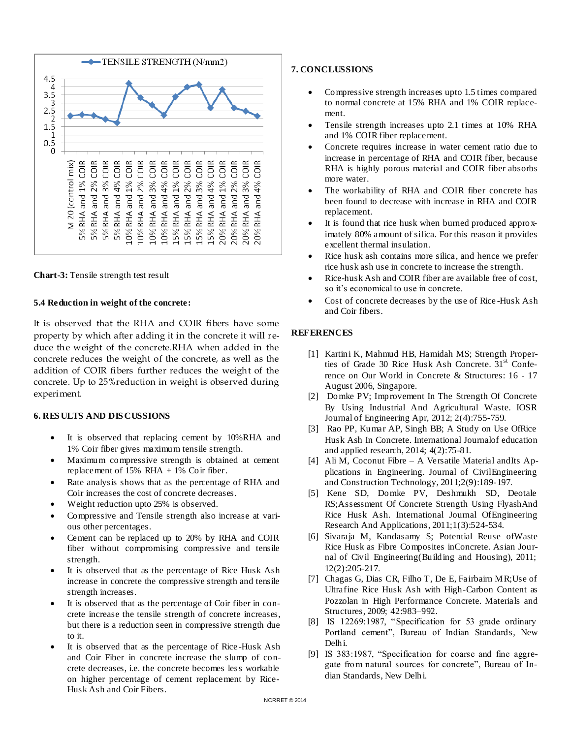Chart-3: Tensile strength test result

**Chart-3:** Tensile strength test result

### 5.4 Reduction in weight of the concrete:

It is observed that the RHA and COIR fibers have some property by which after adding it in the concrete it will reduce the weight of the concrete.RHA when added in the concrete reduces the weight of the concrete, as well as the addition of COIR fibers further reduces the weight of the concrete. Up to 25%reduction in weight is observed during experiment.

## 6. RESULTS AND DISCUSSIONS

- It is observed that replacing cement by 10%RHA and 1% Coir fiber gives maximum tensile strength.
- Maximum compressive strength is obtained at cement replacement of 15% RHA + 1% Coir fiber.
- Rate analysis shows that as the percentage of RHA and Coir increases the cost of concrete decreases.
- Weight reduction upto 25% is observed.
- Compressive and Tensile strength also increase at various other percentages.
- Cement can be replaced up to 20% by RHA and COIR fiber without compromising compressive and tensile strength.
- It is observed that as the percentage of Rice Husk Ash increase in concrete the compressive strength and tensile strength increases.
- It is observed that as the percentage of Coir fiber in concrete increase the tensile strength of concrete increases, but there is a reduction seen in compressive strength due to it.
- It is observed that as the percentage of Rice-Husk Ash and Coir Fiber in concrete increase the slump of concrete decreases, i.e. the concrete becomes less workable on higher percentage of cement replacement by Rice-Husk Ash and Coir Fibers.

## 7. CONCLUSSIONS

- Compressive strength increases upto 1.5 times compared to normal concrete at 15% RHA and 1% COIR replacement.
- Tensile strength increases upto 2.1 times at 10% RHA and 1% COIR fiber replacement.
- Concrete requires increase in water cement ratio due to increase in percentage of RHA and COIR fiber, because RHA is highly porous material and COIR fiber absorbs more water.
- The workability of RHA and COIR fiber concrete has been found to decrease with increase in RHA and COIR replacement.
- It is found that rice husk when burned produced approximately 80% amount of silica. For this reason it provides excellent thermal insulation.
- Rice husk ash contains more silica, and hence we prefer rice husk ash use in concrete to increase the strength.
- Rice-husk Ash and COIR fiber are available free of cost, so it's economical to use in concrete.
- Cost of concrete decreases by the use of Rice-Husk Ash and Coir fibers.

## REFERENCES

[1] Kartini K, Mahmud HB, Hamidah MS; Strength Properties of Grade 30 Rice Husk Ash Concrete. 31st Conference on Our World in Concrete & Structures: 16 - 17 August 2006, Singapore.

[2] Domke PV; Improvement In The Strength Of Concrete By Using Industrial And Agricultural Waste. IOSR Journal of Engineering Apr, 2012; 2(4):755-759.

[3] Rao PP, Kumar AP, Singh BB; A Study on Use OfRice Husk Ash In Concrete. International Journalof education and applied research, 2014; 4(2):75-81.

[4] Ali M, Coconut Fibre – A Versatile Material andIts Applications in Engineering. Journal of CivilEngineering and Construction Technology, 2011;2(9):189-197.

[5] Kene SD, Domke PV, Deshmukh SD, Deotale RS;Assessment Of Concrete Strength Using FlyashAnd Rice Husk Ash. International Journal OfEngineering Research And Applications, 2011;1(3):524-534.

[6] Sivaraja M, Kandasamy S; Potential Reuse ofWaste Rice Husk as Fibre Composites inConcrete. Asian Journal of Civil Engineering(Building and Housing), 2011; 12(2):205-217.

[7] Chagas G, Dias CR, Filho T, De E, Fairbairn MR;Use of Ultrafine Rice Husk Ash with High-Carbon Content as Pozzolan in High Performance Concrete. Materials and Structures, 2009; 42:983–992.

[8] IS 12269:1987, "Specification for 53 grade ordinary Portland cement", Bureau of Indian Standards, New Delhi.

[9] IS 383:1987, "Specification for coarse and fine aggregate from natural sources for concrete", Bureau of Indian Standards, New Delhi.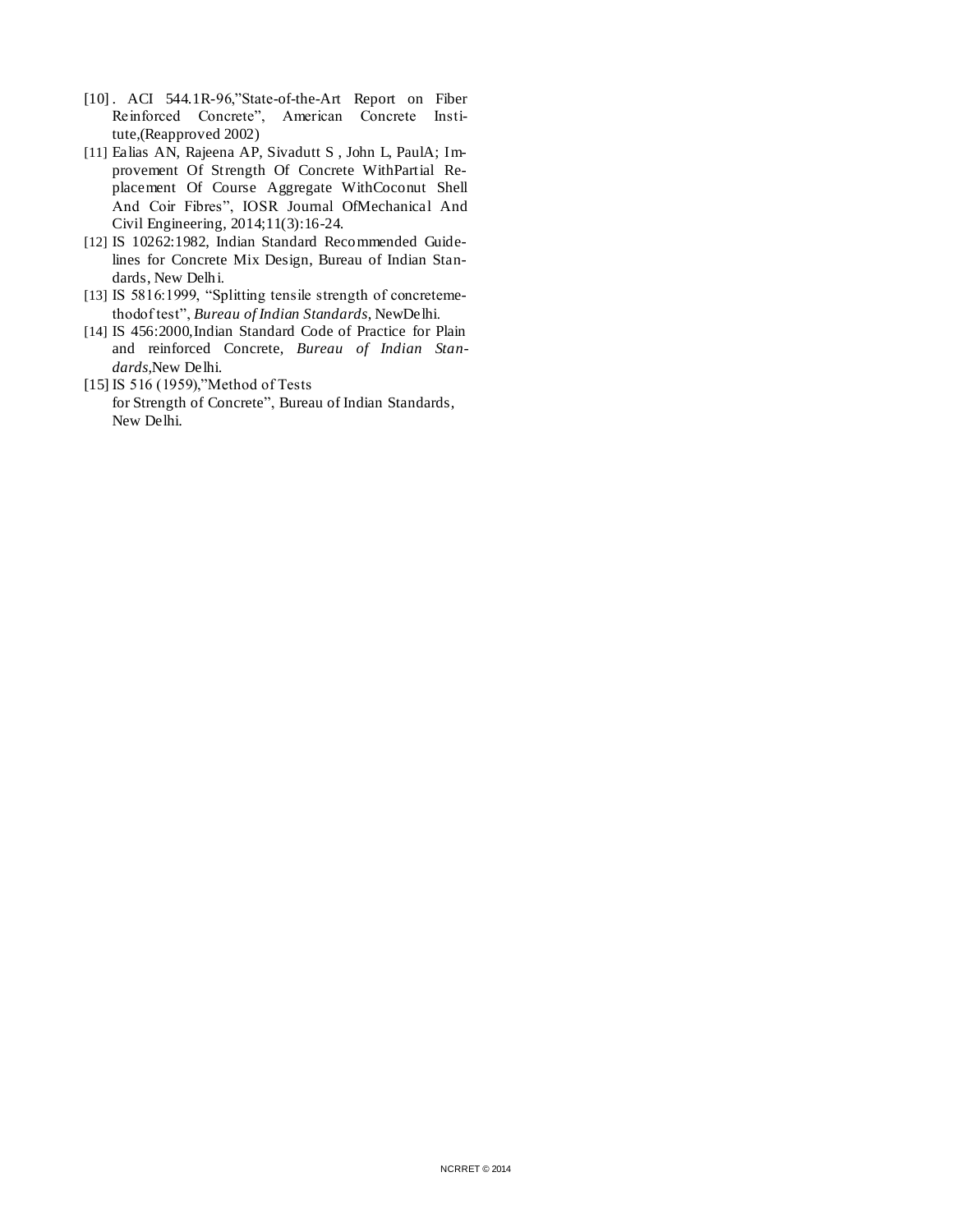[10]. ACI 544.1R-96,"State-of-the-Art Report on Fiber Reinforced Concrete", American Concrete Institute,(Reapproved 2002)

[11] Ealias AN, Rajeena AP, Sivadutt S , John L, PaulA; Improvement Of Strength Of Concrete WithPartial Replacement Of Course Aggregate WithCoconut Shell And Coir Fibres", IOSR Journal OfMechanical And Civil Engineering, 2014;11(3):16-24.

[12] IS 10262:1982, Indian Standard Recommended Guidelines for Concrete Mix Design, Bureau of Indian Standards, New Delhi.

[13] IS 5816:1999, "Splitting tensile strength of concretemethodof test", *Bureau of Indian Standards*, NewDelhi.

[14] IS 456:2000,Indian Standard Code of Practice for Plain and reinforced Concrete, *Bureau of Indian Standards*,New Delhi.

[15] IS 516 (1959),"Method of Tests for Strength of Concrete", Bureau of Indian Standards, New Delhi.

NCRRET © 2014